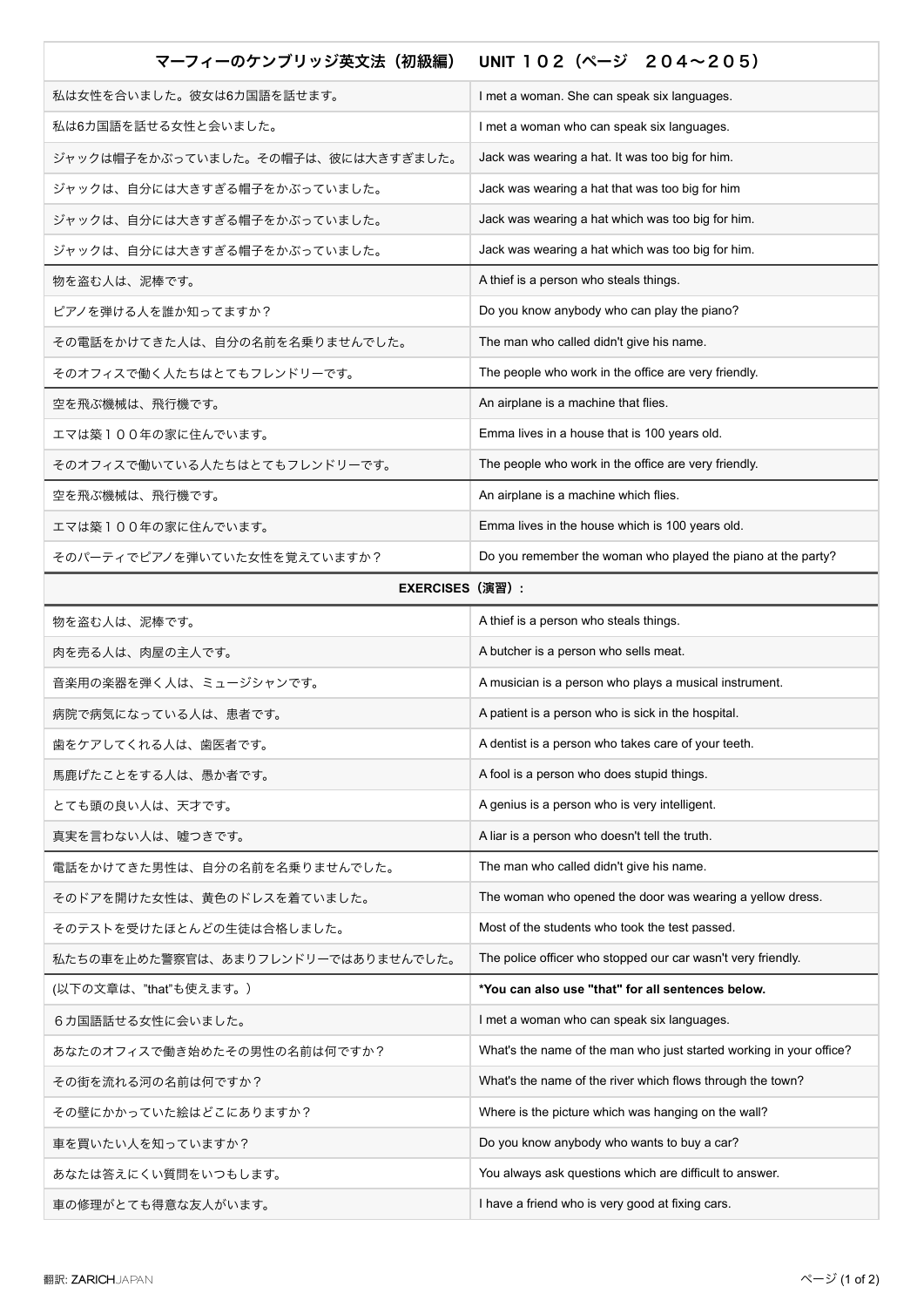| マーフィーのケンブリッジ英文法（初級編） | UNIT １０２（ページ　２０４〜２０５） |
|---|---|
| 私は女性を合いました。彼女は6カ国語を話せます。 | I met a woman. She can speak six languages. |
| 私は6カ国語を話せる女性と会いました。 | I met a woman who can speak six languages. |
| ジャックは帽子をかぶっていました。その帽子は、彼には大きすぎました。 | Jack was wearing a hat. It was too big for him. |
| ジャックは、自分には大きすぎる帽子をかぶっていました。 | Jack was wearing a hat that was too big for him |
| ジャックは、自分には大きすぎる帽子をかぶっていました。 | Jack was wearing a hat which was too big for him. |
| ジャックは、自分には大きすぎる帽子をかぶっていました。 | Jack was wearing a hat which was too big for him. |
| 物を盗む人は、泥棒です。 | A thief is a person who steals things. |
| ピアノを弾ける人を誰か知ってますか？ | Do you know anybody who can play the piano? |
| その電話をかけてきた人は、自分の名前を名乗りませんでした。 | The man who called didn't give his name. |
| そのオフィスで働く人たちはとてもフレンドリーです。 | The people who work in the office are very friendly. |
| 空を飛ぶ機械は、飛行機です。 | An airplane is a machine that flies. |
| エマは築１００年の家に住んでいます。 | Emma lives in a house that is 100 years old. |
| そのオフィスで働いている人たちはとてもフレンドリーです。 | The people who work in the office are very friendly. |
| 空を飛ぶ機械は、飛行機です。 | An airplane is a machine which flies. |
| エマは築１００年の家に住んでいます。 | Emma lives in the house which is 100 years old. |
| そのパーティでピアノを弾いていた女性を覚えていますか？ | Do you remember the woman who played the piano at the party? |
| **EXERCISES（演習）:** | |
| 物を盗む人は、泥棒です。 | A thief is a person who steals things. |
| 肉を売る人は、肉屋の主人です。 | A butcher is a person who sells meat. |
| 音楽用の楽器を弾く人は、ミュージシャンです。 | A musician is a person who plays a musical instrument. |
| 病院で病気になっている人は、患者です。 | A patient is a person who is sick in the hospital. |
| 歯をケアしてくれる人は、歯医者です。 | A dentist is a person who takes care of your teeth. |
| 馬鹿げたことをする人は、愚か者です。 | A fool is a person who does stupid things. |
| とても頭の良い人は、天才です。 | A genius is a person who is very intelligent. |
| 真実を言わない人は、嘘つきです。 | A liar is a person who doesn't tell the truth. |
| 電話をかけてきた男性は、自分の名前を名乗りませんでした。 | The man who called didn't give his name. |
| そのドアを開けた女性は、黄色のドレスを着ていました。 | The woman who opened the door was wearing a yellow dress. |
| そのテストを受けたほとんどの生徒は合格しました。 | Most of the students who took the test passed. |
| 私たちの車を止めた警察官は、あまりフレンドリーではありませんでした。 | The police officer who stopped our car wasn't very friendly. |
| (以下の文章は、”that”も使えます。) | ***You can also use "that" for all sentences below.** |
| ６カ国語話せる女性に会いました。 | I met a woman who can speak six languages. |
| あなたのオフィスで働き始めたその男性の名前は何ですか？ | What's the name of the man who just started working in your office? |
| その街を流れる河の名前は何ですか？ | What's the name of the river which flows through the town? |
| その壁にかかっていた絵はどこにありますか？ | Where is the picture which was hanging on the wall? |
| 車を買いたい人を知っていますか？ | Do you know anybody who wants to buy a car? |
| あなたは答えにくい質問をいつもします。 | You always ask questions which are difficult to answer. |
| 車の修理がとても得意な友人がいます。 | I have a friend who is very good at fixing cars. |

翻訳: ZARICHJAPAN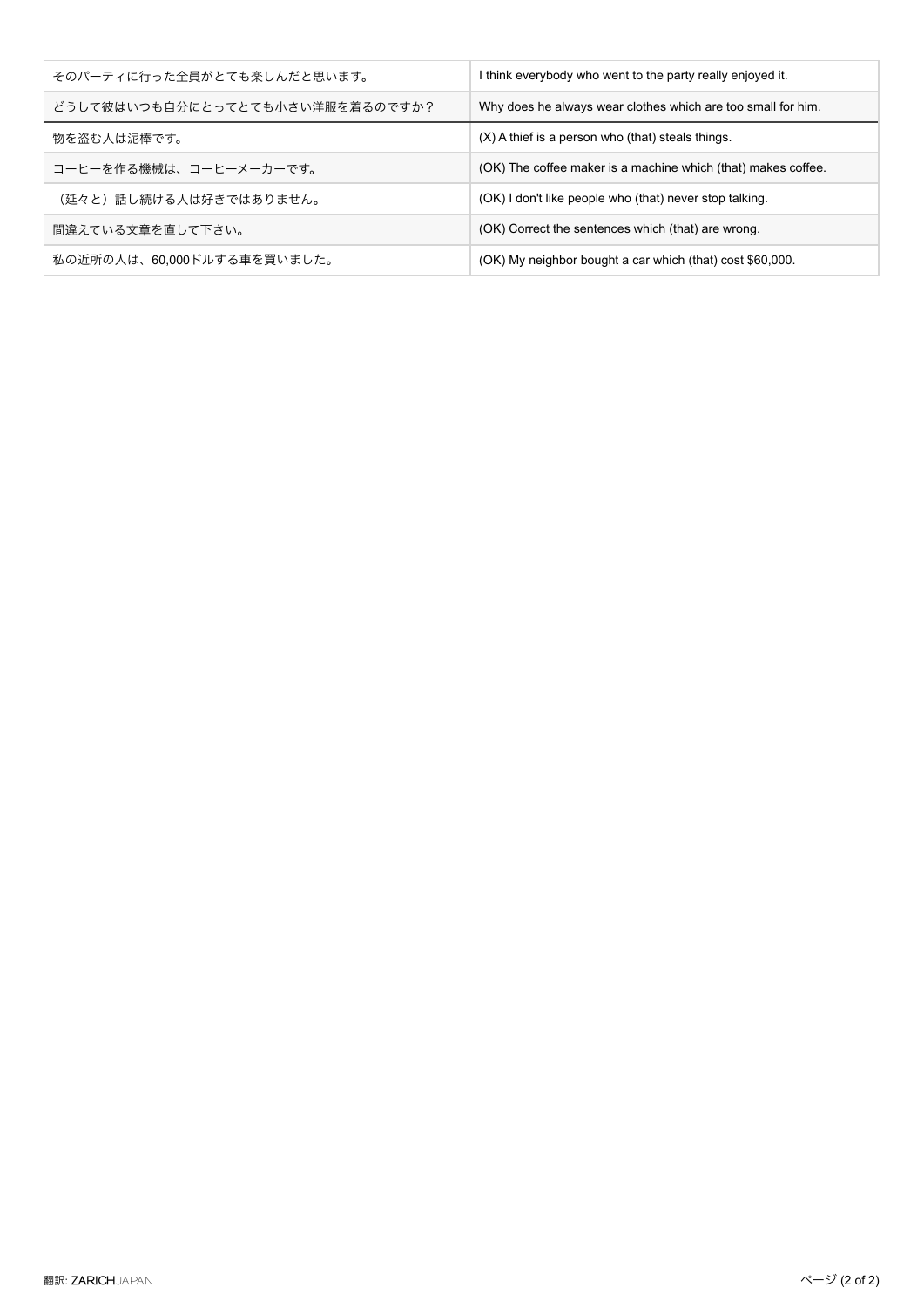| | |
|---|---|
| そのパーティに行った全員がとても楽しんだと思います。 | I think everybody who went to the party really enjoyed it. |
| どうして彼はいつも自分にとってとても小さい洋服を着るのですか？ | Why does he always wear clothes which are too small for him. |
| 物を盗む人は泥棒です。 | (X) A thief is a person who (that) steals things. |
| コーヒーを作る機械は、コーヒーメーカーです。 | (OK) The coffee maker is a machine which (that) makes coffee. |
| （延々と）話し続ける人は好きではありません。 | (OK) I don't like people who (that) never stop talking. |
| 間違えている文章を直して下さい。 | (OK) Correct the sentences which (that) are wrong. |
| 私の近所の人は、60,000ドルする車を買いました。 | (OK) My neighbor bought a car which (that) cost $60,000. |

翻訳: ZARICHJAPAN